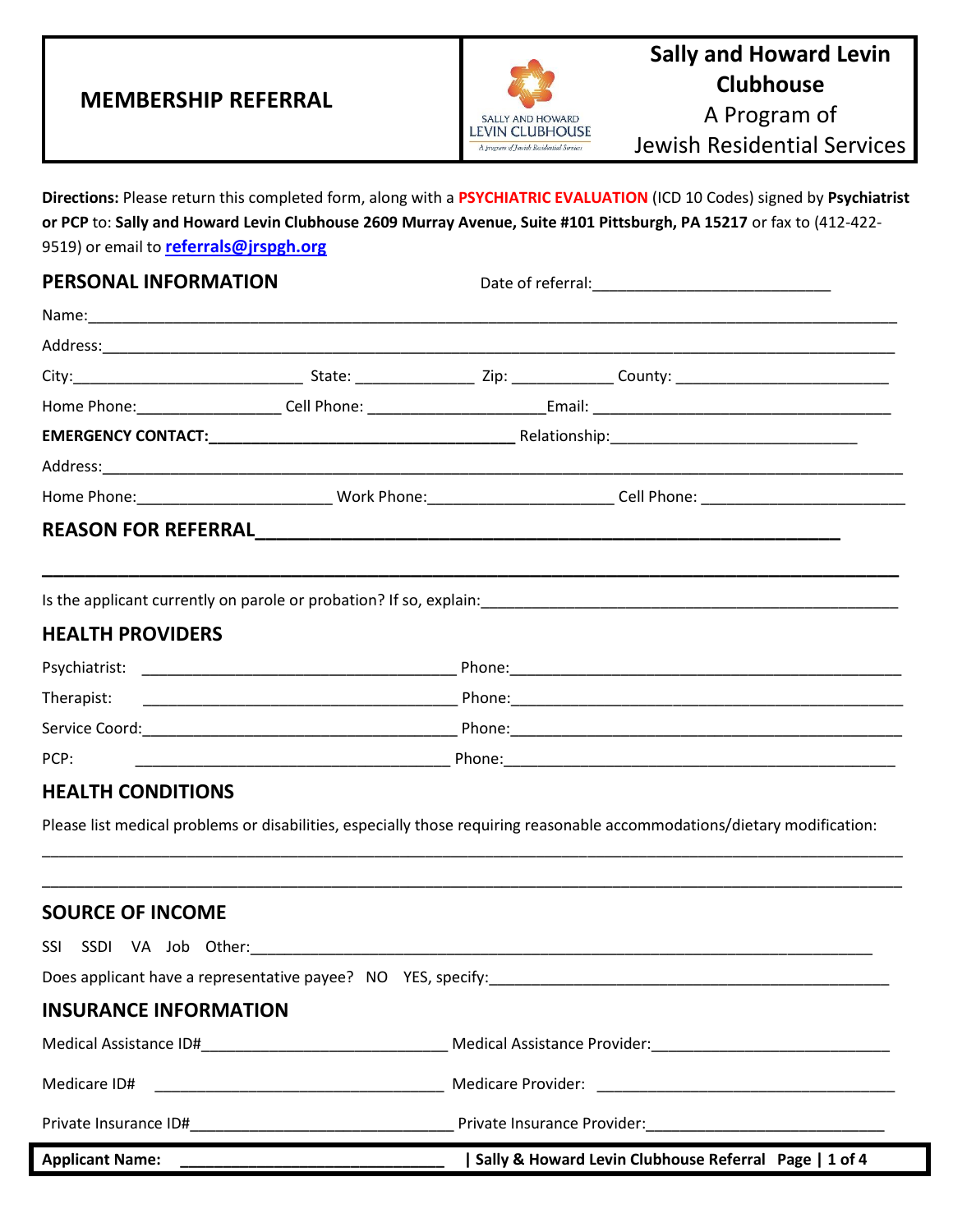# MEMBERSHIP REFERRAL

**Sally and Howard Levin Clubhouse**
A Program of
Jewish Residential Services

**Directions:** Please return this completed form, along with a **PSYCHIATRIC EVALUATION** (ICD 10 Codes) signed by **Psychiatrist or PCP** to: **Sally and Howard Levin Clubhouse 2609 Murray Avenue, Suite #101 Pittsburgh, PA 15217** or fax to (412-422-9519) or email to **referrals@jrspgh.org**

## PERSONAL INFORMATION

Date of referral:___________________________

Name:___________________________________________________________________________________

Address:_________________________________________________________________________________

City:__________________________ State: _____________ Zip: ___________ County: ________________________

Home Phone:________________ Cell Phone: ___________________Email: ___________________________________

**EMERGENCY CONTACT:___________________________________** Relationship:____________________________

Address:_________________________________________________________________________________

Home Phone:______________________ Work Phone:_____________________ Cell Phone: _______________________

## REASON FOR REFERRAL______________________________________________________

_________________________________________________________________________________________

Is the applicant currently on parole or probation? If so, explain:_______________________________________________

## HEALTH PROVIDERS

Psychiatrist: ____________________________________ Phone:____________________________________________

Therapist: ____________________________________ Phone:____________________________________________

Service Coord:____________________________________ Phone:____________________________________________

PCP: ____________________________________ Phone:____________________________________________

## HEALTH CONDITIONS

Please list medical problems or disabilities, especially those requiring reasonable accommodations/dietary modification:

_________________________________________________________________________________________

_________________________________________________________________________________________

## SOURCE OF INCOME

SSI SSDI VA Job Other:__________________________________________________________________________

Does applicant have a representative payee? NO YES, specify:_____________________________________________

## INSURANCE INFORMATION

Medical Assistance ID#____________________________ Medical Assistance Provider:___________________________

Medicare ID# _________________________________ Medicare Provider: ___________________________________

Private Insurance ID#______________________________ Private Insurance Provider:___________________________

**Applicant Name: ______________________________**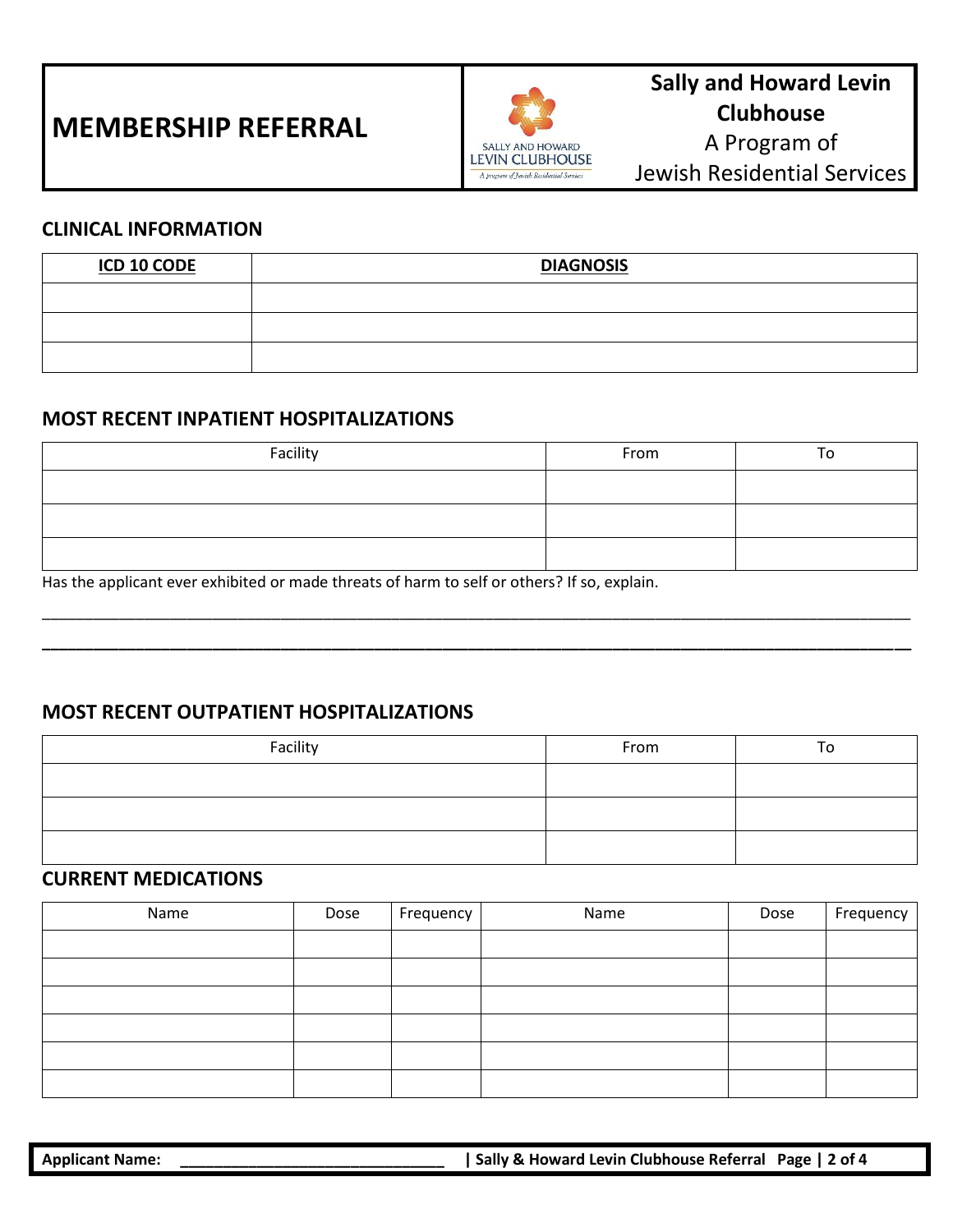# MEMBERSHIP REFERRAL

**Sally and Howard Levin Clubhouse**
A Program of
Jewish Residential Services

## CLINICAL INFORMATION

| ICD 10 CODE | DIAGNOSIS |
|---|---|
| | |
| | |
| | |

## MOST RECENT INPATIENT HOSPITALIZATIONS

| Facility | From | To |
|---|---|---|
| | | |
| | | |
| | | |

Has the applicant ever exhibited or made threats of harm to self or others? If so, explain.

______________________________________________________________________________________________

______________________________________________________________________________________________

## MOST RECENT OUTPATIENT HOSPITALIZATIONS

| Facility | From | To |
|---|---|---|
| | | |
| | | |
| | | |

## CURRENT MEDICATIONS

| Name | Dose | Frequency | Name | Dose | Frequency |
|---|---|---|---|---|---|
| | | | | | |
| | | | | | |
| | | | | | |
| | | | | | |
| | | | | | |
| | | | | | |

**Applicant Name: ______________________________**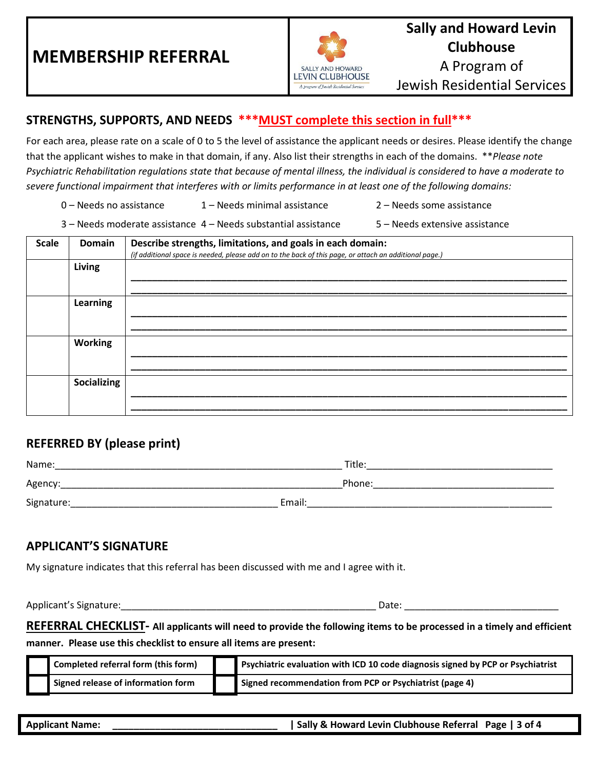# MEMBERSHIP REFERRAL

**Sally and Howard Levin Clubhouse**
A Program of
Jewish Residential Services

## STRENGTHS, SUPPORTS, AND NEEDS ***MUST complete this section in full***

For each area, please rate on a scale of 0 to 5 the level of assistance the applicant needs or desires. Please identify the change that the applicant wishes to make in that domain, if any. Also list their strengths in each of the domains. ***Please note Psychiatric Rehabilitation regulations state that because of mental illness, the individual is considered to have a moderate to severe functional impairment that interferes with or limits performance in at least one of the following domains:*

0 – Needs no assistance  1 – Needs minimal assistance  2 – Needs some assistance

3 – Needs moderate assistance  4 – Needs substantial assistance  5 – Needs extensive assistance

| Scale | Domain | Describe strengths, limitations, and goals in each domain: *(if additional space is needed, please add on to the back of this page, or attach an additional page.)* |
|---|---|---|
| | **Living** | ___________________________________ ___________________________________ |
| | **Learning** | ___________________________________ ___________________________________ |
| | **Working** | ___________________________________ ___________________________________ |
| | **Socializing** | ___________________________________ ___________________________________ |

## REFERRED BY (please print)

Name:_______________________________________ Title:_______________________________

Agency:_____________________________________ Phone:______________________________

Signature:___________________________________ Email:______________________________

## APPLICANT'S SIGNATURE

My signature indicates that this referral has been discussed with me and I agree with it.

Applicant's Signature:_________________________________________ Date: _______________________

**REFERRAL CHECKLIST- All applicants will need to provide the following items to be processed in a timely and efficient manner. Please use this checklist to ensure all items are present:**

| | | | |
|---|---|---|---|
| ☐ | **Completed referral form (this form)** | ☐ | **Psychiatric evaluation with ICD 10 code diagnosis signed by PCP or Psychiatrist** |
| ☐ | **Signed release of information form** | ☐ | **Signed recommendation from PCP or Psychiatrist (page 4)** |

**Applicant Name: ______________________________**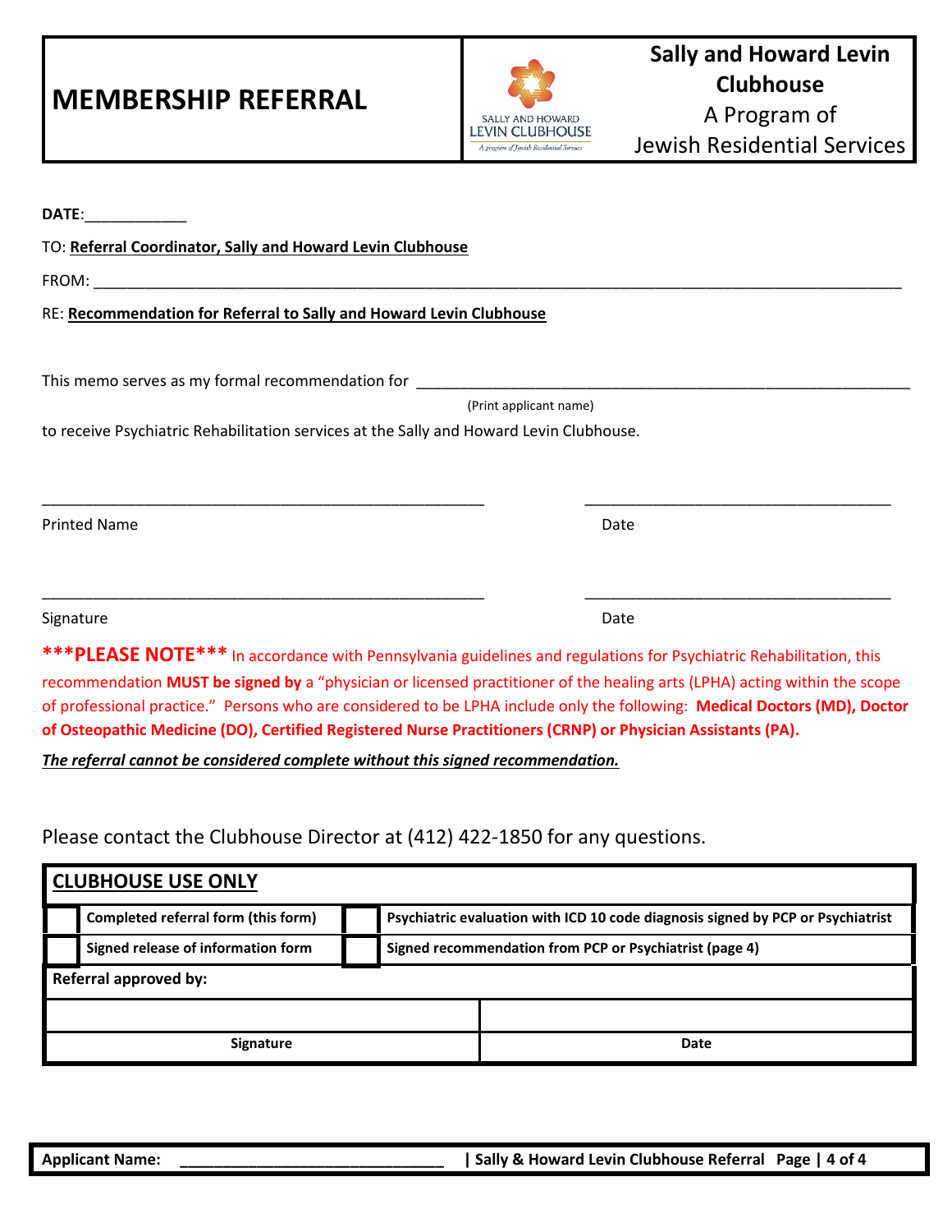# MEMBERSHIP REFERRAL

**Sally and Howard Levin Clubhouse**

A Program of
Jewish Residential Services

**DATE**:____________

TO: **Referral Coordinator, Sally and Howard Levin Clubhouse**

FROM: ____________________________________________________________________________________________

RE: **Recommendation for Referral to Sally and Howard Levin Clubhouse**

This memo serves as my formal recommendation for ____________________________________________________________
(Print applicant name)

to receive Psychiatric Rehabilitation services at the Sally and Howard Levin Clubhouse.

_____________________________________________________ _____________________________________

Printed Name Date

_____________________________________________________ _____________________________________

Signature Date

**\*\*\*PLEASE NOTE\*\*\*** In accordance with Pennsylvania guidelines and regulations for Psychiatric Rehabilitation, this recommendation **MUST be signed by** a "physician or licensed practitioner of the healing arts (LPHA) acting within the scope of professional practice." Persons who are considered to be LPHA include only the following: **Medical Doctors (MD), Doctor of Osteopathic Medicine (DO), Certified Registered Nurse Practitioners (CRNP) or Physician Assistants (PA).**

***The referral cannot be considered complete without this signed recommendation.***

Please contact the Clubhouse Director at (412) 422-1850 for any questions.

| **CLUBHOUSE USE ONLY** | | | |
|---|---|---|---|
| | **Completed referral form (this form)** | | **Psychiatric evaluation with ICD 10 code diagnosis signed by PCP or Psychiatrist** |
| | **Signed release of information form** | | **Signed recommendation from PCP or Psychiatrist (page 4)** |
| **Referral approved by:** | | | |
| | | | |
| **Signature** | | **Date** | |

**Applicant Name:** _______________________________